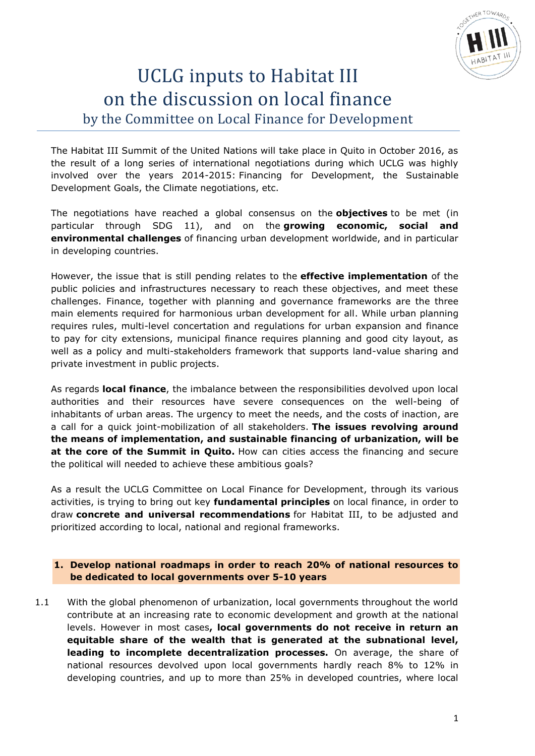# UCLG inputs to Habitat III on the discussion on local finance

## by the Committee on Local Finance for Development

The Habitat III Summit of the United Nations will take place in Quito in October 2016, as the result of a long series of international negotiations during which UCLG was highly involved over the years 2014-2015: Financing for Development, the Sustainable Development Goals, the Climate negotiations, etc.

The negotiations have reached a global consensus on the **objectives** to be met (in particular through SDG 11), and on the **growing economic, social and environmental challenges** of financing urban development worldwide, and in particular in developing countries.

However, the issue that is still pending relates to the **effective implementation** of the public policies and infrastructures necessary to reach these objectives, and meet these challenges. Finance, together with planning and governance frameworks are the three main elements required for harmonious urban development for all. While urban planning requires rules, multi-level concertation and regulations for urban expansion and finance to pay for city extensions, municipal finance requires planning and good city layout, as well as a policy and multi-stakeholders framework that supports land-value sharing and private investment in public projects.

As regards **local finance**, the imbalance between the responsibilities devolved upon local authorities and their resources have severe consequences on the well-being of inhabitants of urban areas. The urgency to meet the needs, and the costs of inaction, are a call for a quick joint-mobilization of all stakeholders. **The issues revolving around the means of implementation, and sustainable financing of urbanization, will be at the core of the Summit in Quito.** How can cities access the financing and secure the political will needed to achieve these ambitious goals?

As a result the UCLG Committee on Local Finance for Development, through its various activities, is trying to bring out key **fundamental principles** on local finance, in order to draw **concrete and universal recommendations** for Habitat III, to be adjusted and prioritized according to local, national and regional frameworks.

### 1. Develop national roadmaps in order to reach 20% of national resources to be dedicated to local governments over 5-10 years

1.1 With the global phenomenon of urbanization, local governments throughout the world contribute at an increasing rate to economic development and growth at the national levels. However in most cases**, local governments do not receive in return an equitable share of the wealth that is generated at the subnational level, leading to incomplete decentralization processes.** On average, the share of national resources devolved upon local governments hardly reach 8% to 12% in developing countries, and up to more than 25% in developed countries, where local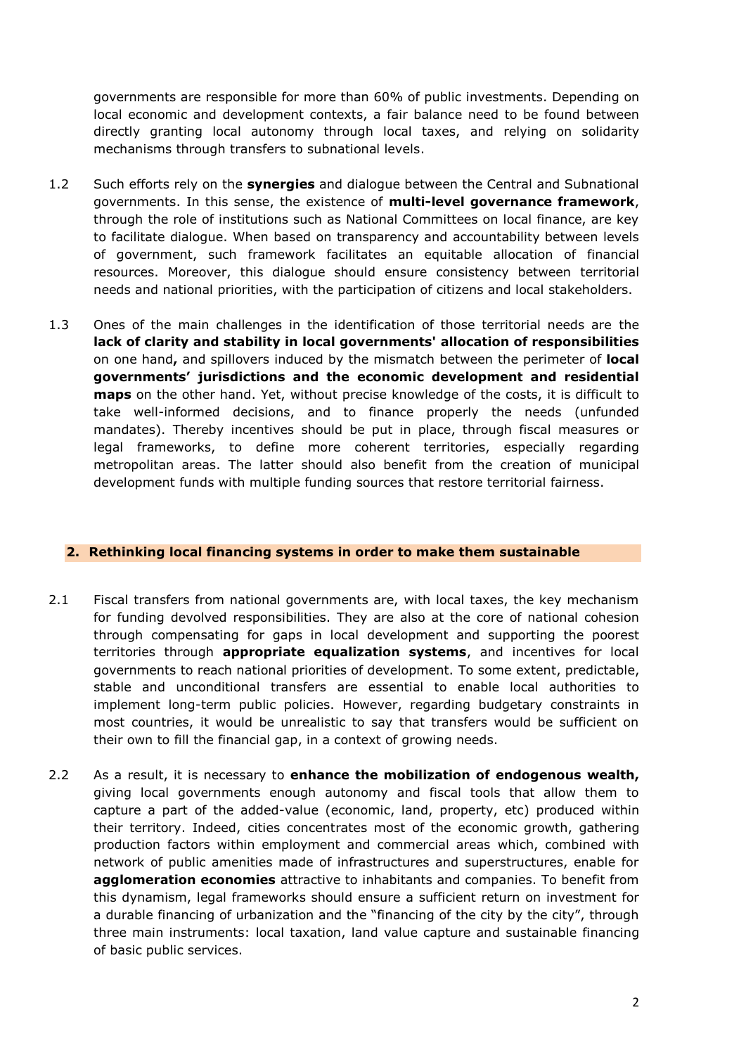governments are responsible for more than 60% of public investments. Depending on local economic and development contexts, a fair balance need to be found between directly granting local autonomy through local taxes, and relying on solidarity mechanisms through transfers to subnational levels.

1.2 Such efforts rely on the **synergies** and dialogue between the Central and Subnational governments. In this sense, the existence of **multi-level governance framework**, through the role of institutions such as National Committees on local finance, are key to facilitate dialogue. When based on transparency and accountability between levels of government, such framework facilitates an equitable allocation of financial resources. Moreover, this dialogue should ensure consistency between territorial needs and national priorities, with the participation of citizens and local stakeholders.

1.3 Ones of the main challenges in the identification of those territorial needs are the **lack of clarity and stability in local governments' allocation of responsibilities** on one hand**,** and spillovers induced by the mismatch between the perimeter of **local governments' jurisdictions and the economic development and residential maps** on the other hand. Yet, without precise knowledge of the costs, it is difficult to take well-informed decisions, and to finance properly the needs (unfunded mandates). Thereby incentives should be put in place, through fiscal measures or legal frameworks, to define more coherent territories, especially regarding metropolitan areas. The latter should also benefit from the creation of municipal development funds with multiple funding sources that restore territorial fairness.

## 2. Rethinking local financing systems in order to make them sustainable

2.1 Fiscal transfers from national governments are, with local taxes, the key mechanism for funding devolved responsibilities. They are also at the core of national cohesion through compensating for gaps in local development and supporting the poorest territories through **appropriate equalization systems**, and incentives for local governments to reach national priorities of development. To some extent, predictable, stable and unconditional transfers are essential to enable local authorities to implement long-term public policies. However, regarding budgetary constraints in most countries, it would be unrealistic to say that transfers would be sufficient on their own to fill the financial gap, in a context of growing needs.

2.2 As a result, it is necessary to **enhance the mobilization of endogenous wealth,** giving local governments enough autonomy and fiscal tools that allow them to capture a part of the added-value (economic, land, property, etc) produced within their territory. Indeed, cities concentrates most of the economic growth, gathering production factors within employment and commercial areas which, combined with network of public amenities made of infrastructures and superstructures, enable for **agglomeration economies** attractive to inhabitants and companies. To benefit from this dynamism, legal frameworks should ensure a sufficient return on investment for a durable financing of urbanization and the "financing of the city by the city", through three main instruments: local taxation, land value capture and sustainable financing of basic public services.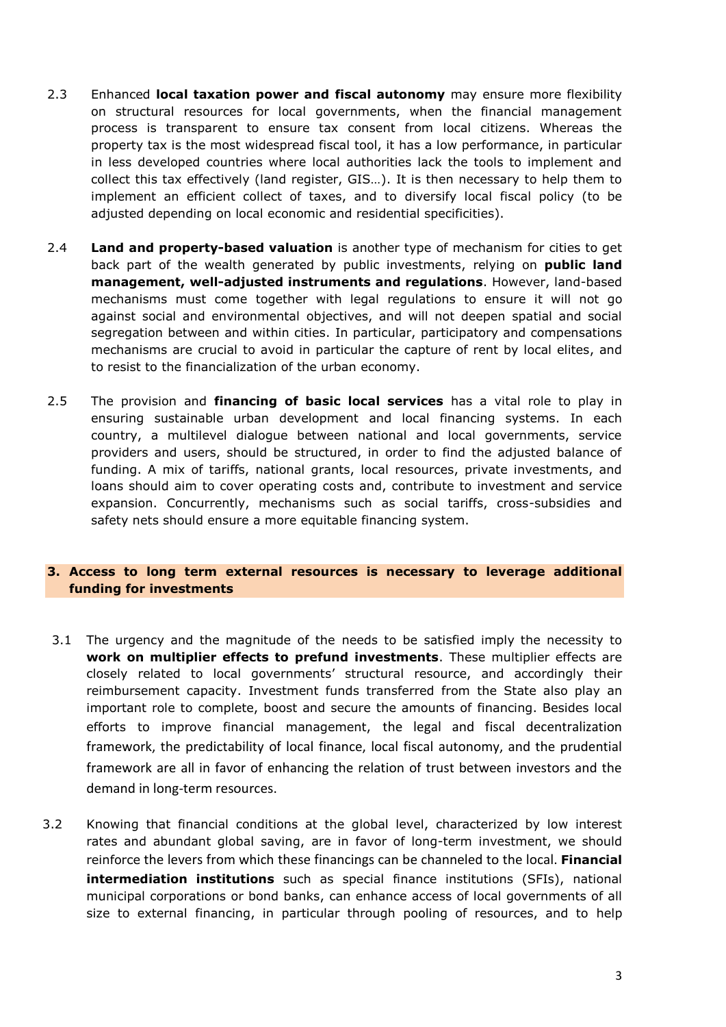2.3 Enhanced **local taxation power and fiscal autonomy** may ensure more flexibility on structural resources for local governments, when the financial management process is transparent to ensure tax consent from local citizens. Whereas the property tax is the most widespread fiscal tool, it has a low performance, in particular in less developed countries where local authorities lack the tools to implement and collect this tax effectively (land register, GIS…). It is then necessary to help them to implement an efficient collect of taxes, and to diversify local fiscal policy (to be adjusted depending on local economic and residential specificities).

2.4 **Land and property-based valuation** is another type of mechanism for cities to get back part of the wealth generated by public investments, relying on **public land management, well-adjusted instruments and regulations**. However, land-based mechanisms must come together with legal regulations to ensure it will not go against social and environmental objectives, and will not deepen spatial and social segregation between and within cities. In particular, participatory and compensations mechanisms are crucial to avoid in particular the capture of rent by local elites, and to resist to the financialization of the urban economy.

2.5 The provision and **financing of basic local services** has a vital role to play in ensuring sustainable urban development and local financing systems. In each country, a multilevel dialogue between national and local governments, service providers and users, should be structured, in order to find the adjusted balance of funding. A mix of tariffs, national grants, local resources, private investments, and loans should aim to cover operating costs and, contribute to investment and service expansion. Concurrently, mechanisms such as social tariffs, cross-subsidies and safety nets should ensure a more equitable financing system.

## 3. Access to long term external resources is necessary to leverage additional funding for investments

3.1 The urgency and the magnitude of the needs to be satisfied imply the necessity to **work on multiplier effects to prefund investments**. These multiplier effects are closely related to local governments' structural resource, and accordingly their reimbursement capacity. Investment funds transferred from the State also play an important role to complete, boost and secure the amounts of financing. Besides local efforts to improve financial management, the legal and fiscal decentralization framework, the predictability of local finance, local fiscal autonomy, and the prudential framework are all in favor of enhancing the relation of trust between investors and the demand in long-term resources.

3.2 Knowing that financial conditions at the global level, characterized by low interest rates and abundant global saving, are in favor of long-term investment, we should reinforce the levers from which these financings can be channeled to the local. **Financial intermediation institutions** such as special finance institutions (SFIs), national municipal corporations or bond banks, can enhance access of local governments of all size to external financing, in particular through pooling of resources, and to help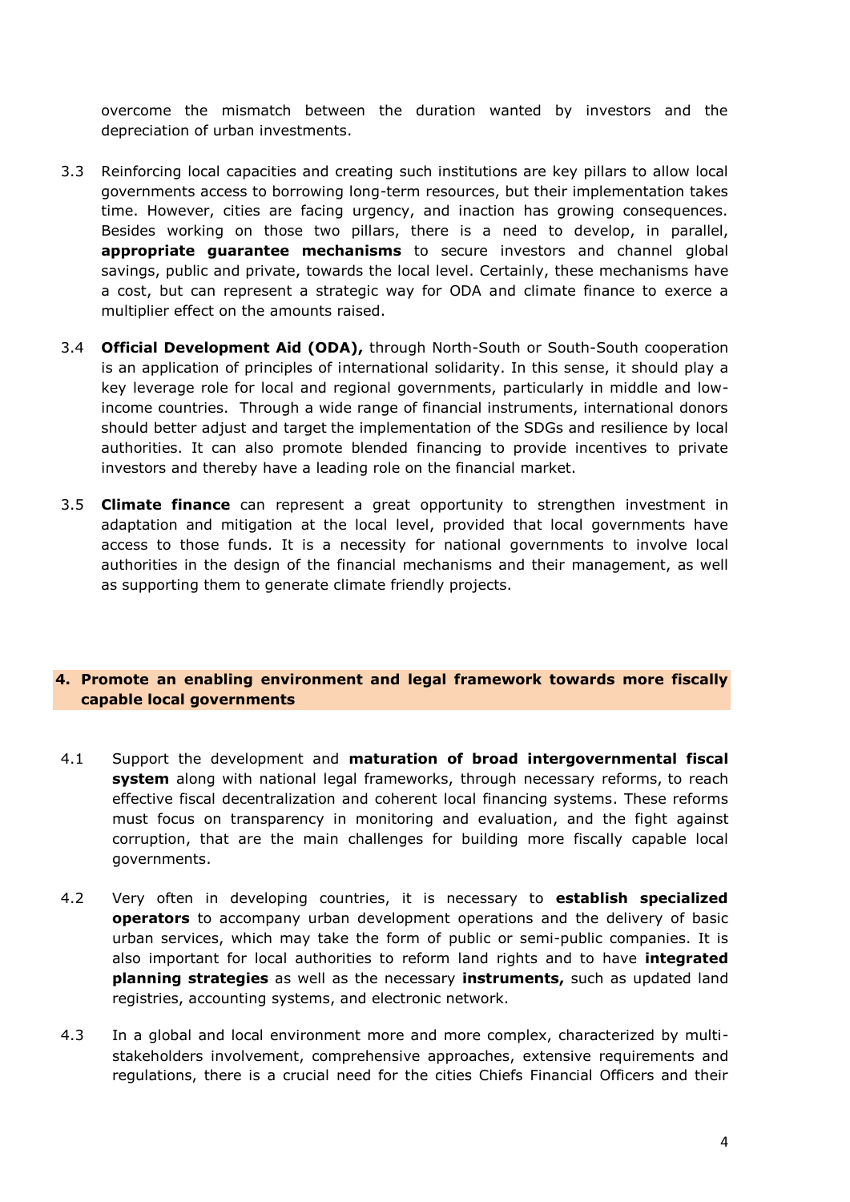overcome the mismatch between the duration wanted by investors and the depreciation of urban investments.

3.3 Reinforcing local capacities and creating such institutions are key pillars to allow local governments access to borrowing long-term resources, but their implementation takes time. However, cities are facing urgency, and inaction has growing consequences. Besides working on those two pillars, there is a need to develop, in parallel, **appropriate guarantee mechanisms** to secure investors and channel global savings, public and private, towards the local level. Certainly, these mechanisms have a cost, but can represent a strategic way for ODA and climate finance to exerce a multiplier effect on the amounts raised.

3.4 **Official Development Aid (ODA),** through North-South or South-South cooperation is an application of principles of international solidarity. In this sense, it should play a key leverage role for local and regional governments, particularly in middle and low-income countries. Through a wide range of financial instruments, international donors should better adjust and target the implementation of the SDGs and resilience by local authorities. It can also promote blended financing to provide incentives to private investors and thereby have a leading role on the financial market.

3.5 **Climate finance** can represent a great opportunity to strengthen investment in adaptation and mitigation at the local level, provided that local governments have access to those funds. It is a necessity for national governments to involve local authorities in the design of the financial mechanisms and their management, as well as supporting them to generate climate friendly projects.

## 4. Promote an enabling environment and legal framework towards more fiscally capable local governments

4.1 Support the development and **maturation of broad intergovernmental fiscal system** along with national legal frameworks, through necessary reforms, to reach effective fiscal decentralization and coherent local financing systems. These reforms must focus on transparency in monitoring and evaluation, and the fight against corruption, that are the main challenges for building more fiscally capable local governments.

4.2 Very often in developing countries, it is necessary to **establish specialized operators** to accompany urban development operations and the delivery of basic urban services, which may take the form of public or semi-public companies. It is also important for local authorities to reform land rights and to have **integrated planning strategies** as well as the necessary **instruments,** such as updated land registries, accounting systems, and electronic network.

4.3 In a global and local environment more and more complex, characterized by multi-stakeholders involvement, comprehensive approaches, extensive requirements and regulations, there is a crucial need for the cities Chiefs Financial Officers and their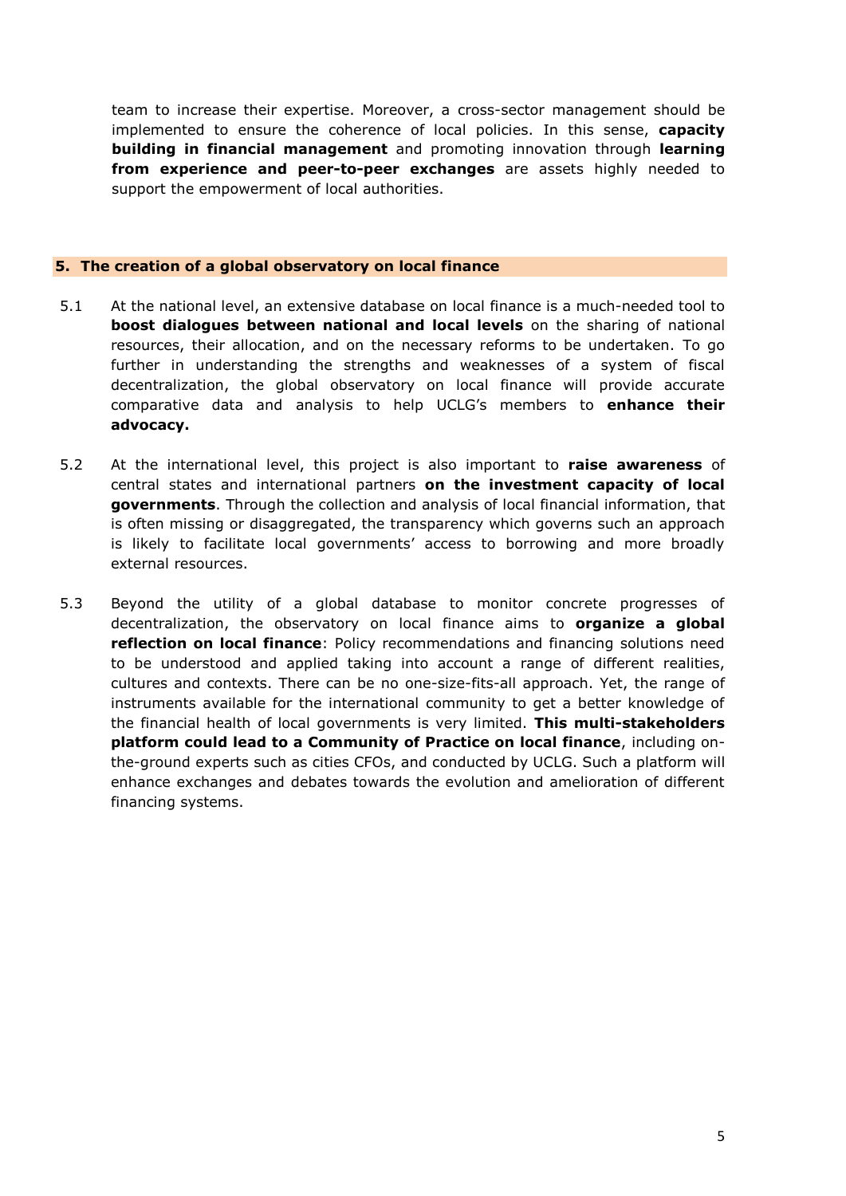team to increase their expertise. Moreover, a cross-sector management should be implemented to ensure the coherence of local policies. In this sense, **capacity building in financial management** and promoting innovation through **learning from experience and peer-to-peer exchanges** are assets highly needed to support the empowerment of local authorities.

## 5. The creation of a global observatory on local finance

5.1 At the national level, an extensive database on local finance is a much-needed tool to **boost dialogues between national and local levels** on the sharing of national resources, their allocation, and on the necessary reforms to be undertaken. To go further in understanding the strengths and weaknesses of a system of fiscal decentralization, the global observatory on local finance will provide accurate comparative data and analysis to help UCLG's members to **enhance their advocacy.**

5.2 At the international level, this project is also important to **raise awareness** of central states and international partners **on the investment capacity of local governments**. Through the collection and analysis of local financial information, that is often missing or disaggregated, the transparency which governs such an approach is likely to facilitate local governments' access to borrowing and more broadly external resources.

5.3 Beyond the utility of a global database to monitor concrete progresses of decentralization, the observatory on local finance aims to **organize a global reflection on local finance**: Policy recommendations and financing solutions need to be understood and applied taking into account a range of different realities, cultures and contexts. There can be no one-size-fits-all approach. Yet, the range of instruments available for the international community to get a better knowledge of the financial health of local governments is very limited. **This multi-stakeholders platform could lead to a Community of Practice on local finance**, including on-the-ground experts such as cities CFOs, and conducted by UCLG. Such a platform will enhance exchanges and debates towards the evolution and amelioration of different financing systems.